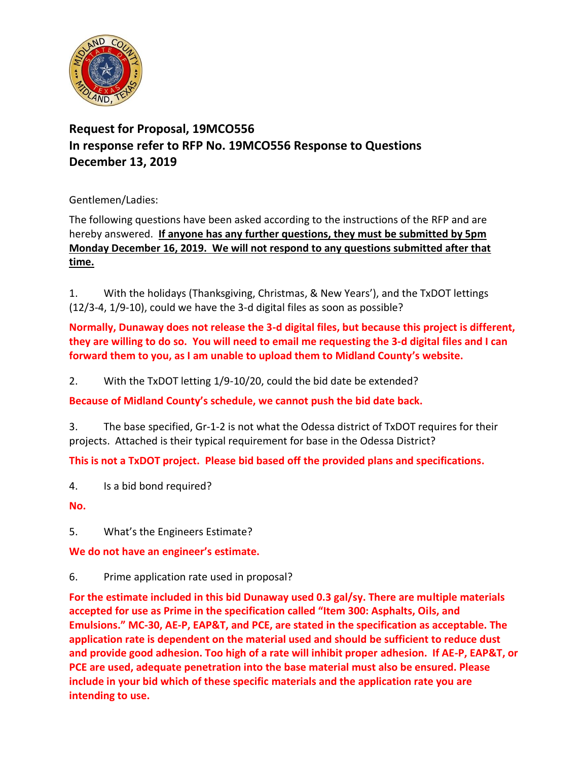**Request for Proposal, 19MCO556**
**In response refer to RFP No. 19MCO556 Response to Questions**
**December 13, 2019**

Gentlemen/Ladies:

The following questions have been asked according to the instructions of the RFP and are hereby answered. **If anyone has any further questions, they must be submitted by 5pm Monday December 16, 2019. We will not respond to any questions submitted after that time.**

1. With the holidays (Thanksgiving, Christmas, & New Years'), and the TxDOT lettings (12/3-4, 1/9-10), could we have the 3-d digital files as soon as possible?

**Normally, Dunaway does not release the 3-d digital files, but because this project is different, they are willing to do so. You will need to email me requesting the 3-d digital files and I can forward them to you, as I am unable to upload them to Midland County's website.**

2. With the TxDOT letting 1/9-10/20, could the bid date be extended?

**Because of Midland County's schedule, we cannot push the bid date back.**

3. The base specified, Gr-1-2 is not what the Odessa district of TxDOT requires for their projects. Attached is their typical requirement for base in the Odessa District?

**This is not a TxDOT project. Please bid based off the provided plans and specifications.**

4. Is a bid bond required?

**No.**

5. What's the Engineers Estimate?

**We do not have an engineer's estimate.**

6. Prime application rate used in proposal?

**For the estimate included in this bid Dunaway used 0.3 gal/sy. There are multiple materials accepted for use as Prime in the specification called "Item 300: Asphalts, Oils, and Emulsions." MC-30, AE-P, EAP&T, and PCE, are stated in the specification as acceptable. The application rate is dependent on the material used and should be sufficient to reduce dust and provide good adhesion. Too high of a rate will inhibit proper adhesion. If AE-P, EAP&T, or PCE are used, adequate penetration into the base material must also be ensured. Please include in your bid which of these specific materials and the application rate you are intending to use.**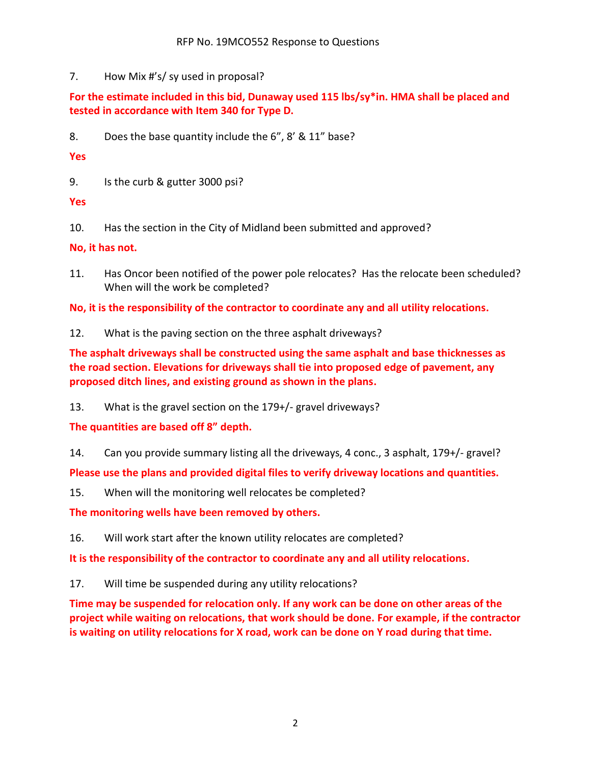7. How Mix #'s/ sy used in proposal?

**For the estimate included in this bid, Dunaway used 115 lbs/sy*in. HMA shall be placed and tested in accordance with Item 340 for Type D.**

8. Does the base quantity include the 6", 8' & 11" base?

**Yes**

9. Is the curb & gutter 3000 psi?

**Yes**

10. Has the section in the City of Midland been submitted and approved?

**No, it has not.**

11. Has Oncor been notified of the power pole relocates? Has the relocate been scheduled? When will the work be completed?

**No, it is the responsibility of the contractor to coordinate any and all utility relocations.**

12. What is the paving section on the three asphalt driveways?

**The asphalt driveways shall be constructed using the same asphalt and base thicknesses as the road section. Elevations for driveways shall tie into proposed edge of pavement, any proposed ditch lines, and existing ground as shown in the plans.**

13. What is the gravel section on the 179+/- gravel driveways?

**The quantities are based off 8" depth.**

14. Can you provide summary listing all the driveways, 4 conc., 3 asphalt, 179+/- gravel?

**Please use the plans and provided digital files to verify driveway locations and quantities.**

15. When will the monitoring well relocates be completed?

**The monitoring wells have been removed by others.**

16. Will work start after the known utility relocates are completed?

**It is the responsibility of the contractor to coordinate any and all utility relocations.**

17. Will time be suspended during any utility relocations?

**Time may be suspended for relocation only. If any work can be done on other areas of the project while waiting on relocations, that work should be done. For example, if the contractor is waiting on utility relocations for X road, work can be done on Y road during that time.**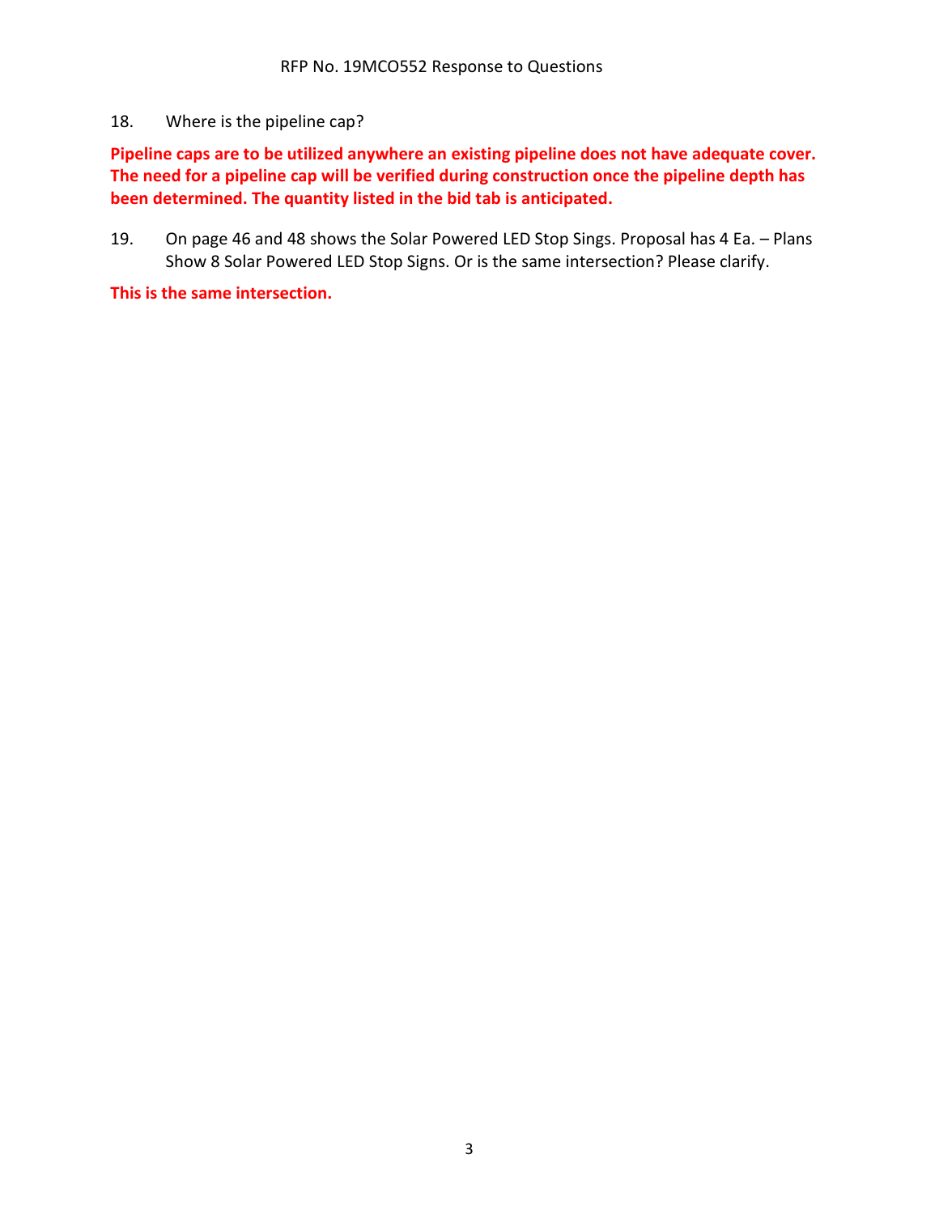18. Where is the pipeline cap?

**Pipeline caps are to be utilized anywhere an existing pipeline does not have adequate cover. The need for a pipeline cap will be verified during construction once the pipeline depth has been determined. The quantity listed in the bid tab is anticipated.**

19. On page 46 and 48 shows the Solar Powered LED Stop Sings. Proposal has 4 Ea. – Plans Show 8 Solar Powered LED Stop Signs. Or is the same intersection? Please clarify.

**This is the same intersection.**